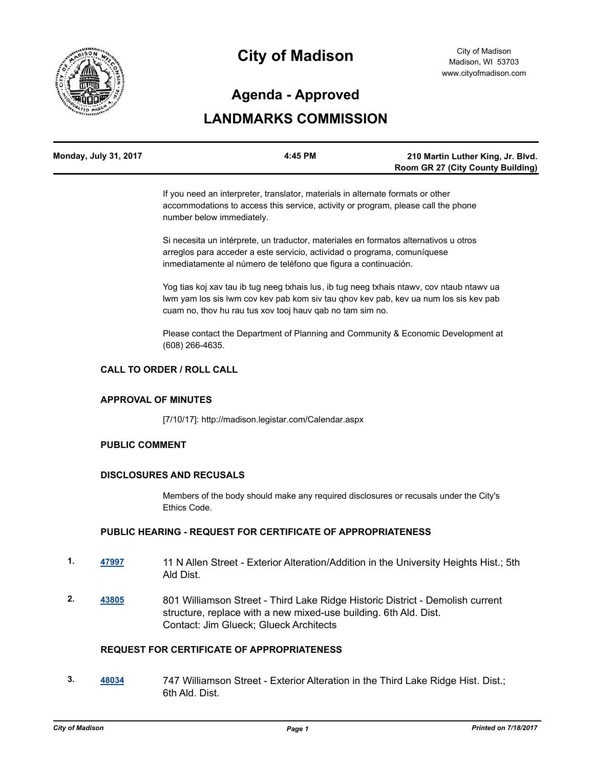# City of Madison

City of Madison
Madison, WI 53703
www.cityofmadison.com

## Agenda - Approved

## LANDMARKS COMMISSION

| Monday, July 31, 2017 | 4:45 PM | 210 Martin Luther King, Jr. Blvd. Room GR 27 (City County Building) |
|---|---|---|

If you need an interpreter, translator, materials in alternate formats or other accommodations to access this service, activity or program, please call the phone number below immediately.

Si necesita un intérprete, un traductor, materiales en formatos alternativos u otros arreglos para acceder a este servicio, actividad o programa, comuníquese inmediatamente al número de teléfono que figura a continuación.

Yog tias koj xav tau ib tug neeg txhais lus, ib tug neeg txhais ntawv, cov ntaub ntawv ua lwm yam los sis lwm cov kev pab kom siv tau qhov kev pab, kev ua num los sis kev pab cuam no, thov hu rau tus xov tooj hauv qab no tam sim no.

Please contact the Department of Planning and Community & Economic Development at (608) 266-4635.

### CALL TO ORDER / ROLL CALL

### APPROVAL OF MINUTES

[7/10/17]: http://madison.legistar.com/Calendar.aspx

### PUBLIC COMMENT

### DISCLOSURES AND RECUSALS

Members of the body should make any required disclosures or recusals under the City's Ethics Code.

### PUBLIC HEARING - REQUEST FOR CERTIFICATE OF APPROPRIATENESS

1. **47997** 11 N Allen Street - Exterior Alteration/Addition in the University Heights Hist.; 5th Ald Dist.

2. **43805** 801 Williamson Street - Third Lake Ridge Historic District - Demolish current structure, replace with a new mixed-use building. 6th Ald. Dist.
   Contact: Jim Glueck; Glueck Architects

### REQUEST FOR CERTIFICATE OF APPROPRIATENESS

3. **48034** 747 Williamson Street - Exterior Alteration in the Third Lake Ridge Hist. Dist.; 6th Ald. Dist.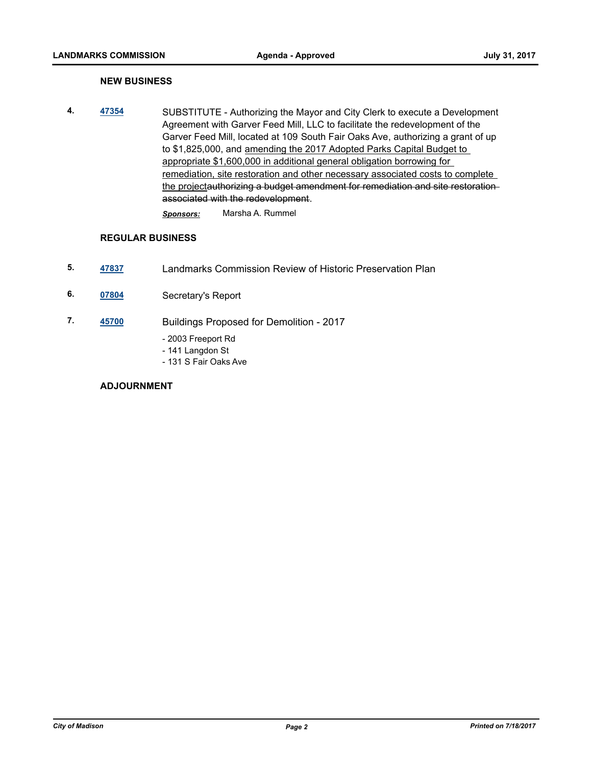### NEW BUSINESS

4. **47354** SUBSTITUTE - Authorizing the Mayor and City Clerk to execute a Development Agreement with Garver Feed Mill, LLC to facilitate the redevelopment of the Garver Feed Mill, located at 109 South Fair Oaks Ave, authorizing a grant of up to $1,825,000, and <u>amending the 2017 Adopted Parks Capital Budget to appropriate $1,600,000 in additional general obligation borrowing for remediation, site restoration and other necessary associated costs to complete the project</u>~~authorizing a budget amendment for remediation and site restoration associated with the redevelopment~~.

   ***Sponsors:*** Marsha A. Rummel

### REGULAR BUSINESS

5. **47837** Landmarks Commission Review of Historic Preservation Plan

6. **07804** Secretary's Report

7. **45700** Buildings Proposed for Demolition - 2017

   - 2003 Freeport Rd
   - 141 Langdon St
   - 131 S Fair Oaks Ave

### ADJOURNMENT